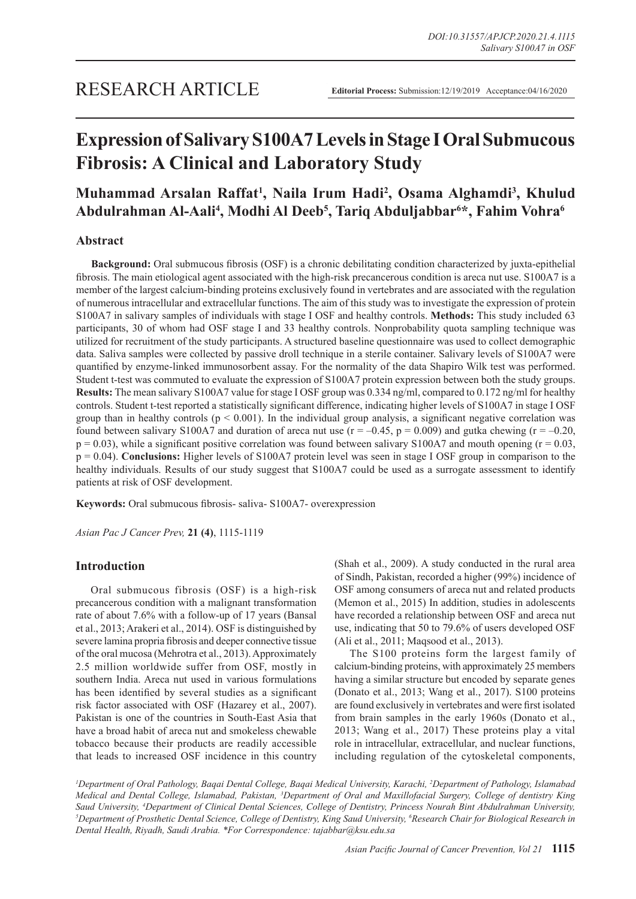RESEARCH ARTICLE

**Editorial Process:** Submission:12/19/2019 Acceptance:04/16/2020

# Expression of Salivary S100A7 Levels in Stage I Oral Submucous Fibrosis: A Clinical and Laboratory Study

**Muhammad Arsalan Raffat[1], Naila Irum Hadi[2], Osama Alghamdi[3], Khulud Abdulrahman Al-Aali[4], Modhi Al Deeb[5], Tariq Abduljabbar[6]*, Fahim Vohra[6]**

## Abstract

**Background:** Oral submucous fibrosis (OSF) is a chronic debilitating condition characterized by juxta-epithelial fibrosis. The main etiological agent associated with the high-risk precancerous condition is areca nut use. S100A7 is a member of the largest calcium-binding proteins exclusively found in vertebrates and are associated with the regulation of numerous intracellular and extracellular functions. The aim of this study was to investigate the expression of protein S100A7 in salivary samples of individuals with stage I OSF and healthy controls. **Methods:** This study included 63 participants, 30 of whom had OSF stage I and 33 healthy controls. Nonprobability quota sampling technique was utilized for recruitment of the study participants. A structured baseline questionnaire was used to collect demographic data. Saliva samples were collected by passive droll technique in a sterile container. Salivary levels of S100A7 were quantified by enzyme-linked immunosorbent assay. For the normality of the data Shapiro Wilk test was performed. Student t-test was commuted to evaluate the expression of S100A7 protein expression between both the study groups. **Results:** The mean salivary S100A7 value for stage I OSF group was 0.334 ng/ml, compared to 0.172 ng/ml for healthy controls. Student t-test reported a statistically significant difference, indicating higher levels of S100A7 in stage I OSF group than in healthy controls ($p < 0.001$). In the individual group analysis, a significant negative correlation was found between salivary S100A7 and duration of areca nut use ($r = –0.45$, $p = 0.009$) and gutka chewing ($r = –0.20$, $p = 0.03$), while a significant positive correlation was found between salivary S100A7 and mouth opening ($r = 0.03$, $p = 0.04$). **Conclusions:** Higher levels of S100A7 protein level was seen in stage I OSF group in comparison to the healthy individuals. Results of our study suggest that S100A7 could be used as a surrogate assessment to identify patients at risk of OSF development.

**Keywords:** Oral submucous fibrosis- saliva- S100A7- overexpression

*Asian Pac J Cancer Prev,* **21 (4)**, 1115-1119

## Introduction

Oral submucous fibrosis (OSF) is a high-risk precancerous condition with a malignant transformation rate of about 7.6% with a follow-up of 17 years (Bansal et al., 2013; Arakeri et al., 2014). OSF is distinguished by severe lamina propria fibrosis and deeper connective tissue of the oral mucosa (Mehrotra et al., 2013). Approximately 2.5 million worldwide suffer from OSF, mostly in southern India. Areca nut used in various formulations has been identified by several studies as a significant risk factor associated with OSF (Hazarey et al., 2007). Pakistan is one of the countries in South-East Asia that have a broad habit of areca nut and smokeless chewable tobacco because their products are readily accessible that leads to increased OSF incidence in this country (Shah et al., 2009). A study conducted in the rural area of Sindh, Pakistan, recorded a higher (99%) incidence of OSF among consumers of areca nut and related products (Memon et al., 2015) In addition, studies in adolescents have recorded a relationship between OSF and areca nut use, indicating that 50 to 79.6% of users developed OSF (Ali et al., 2011; Maqsood et al., 2013).

The S100 proteins form the largest family of calcium-binding proteins, with approximately 25 members having a similar structure but encoded by separate genes (Donato et al., 2013; Wang et al., 2017). S100 proteins are found exclusively in vertebrates and were first isolated from brain samples in the early 1960s (Donato et al., 2013; Wang et al., 2017) These proteins play a vital role in intracellular, extracellular, and nuclear functions, including regulation of the cytoskeletal components,

[1]Department of Oral Pathology, Baqai Dental College, Baqai Medical University, Karachi, [2]Department of Pathology, Islamabad Medical and Dental College, Islamabad, Pakistan, [3]Department of Oral and Maxillofacial Surgery, College of dentistry King Saud University, [4]Department of Clinical Dental Sciences, College of Dentistry, Princess Nourah Bint Abdulrahman University, [5]Department of Prosthetic Dental Science, College of Dentistry, King Saud University, [6]Research Chair for Biological Research in Dental Health, Riyadh, Saudi Arabia. *For Correspondence: tajabbar@ksu.edu.sa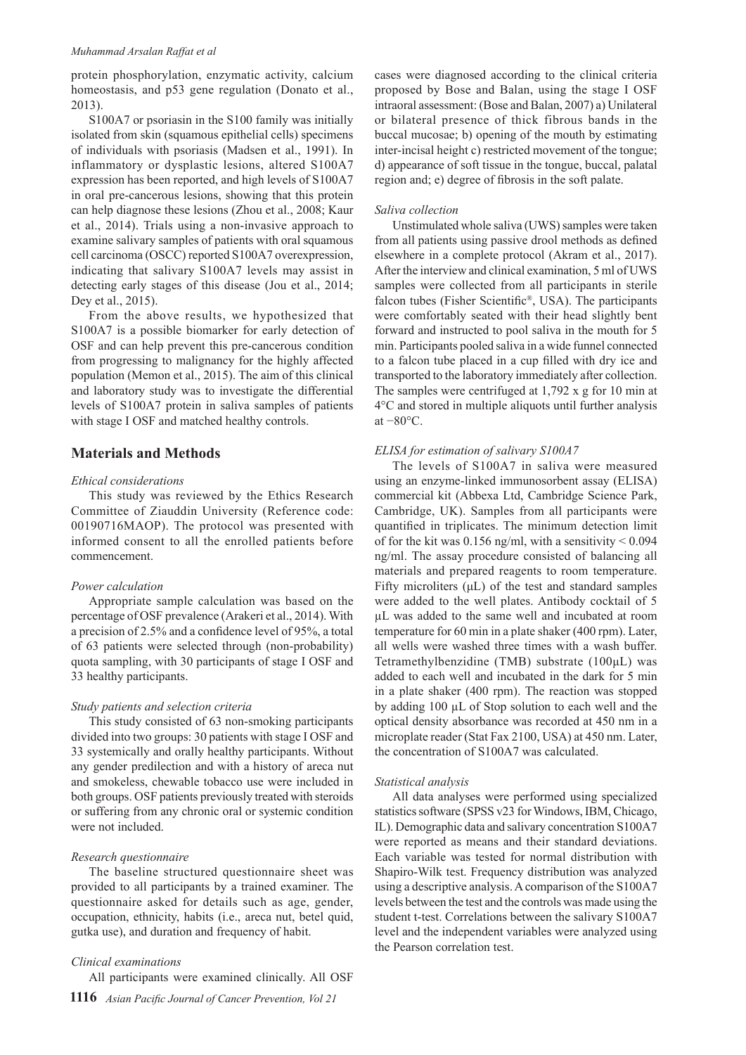protein phosphorylation, enzymatic activity, calcium homeostasis, and p53 gene regulation (Donato et al., 2013).

S100A7 or psoriasin in the S100 family was initially isolated from skin (squamous epithelial cells) specimens of individuals with psoriasis (Madsen et al., 1991). In inflammatory or dysplastic lesions, altered S100A7 expression has been reported, and high levels of S100A7 in oral pre-cancerous lesions, showing that this protein can help diagnose these lesions (Zhou et al., 2008; Kaur et al., 2014). Trials using a non-invasive approach to examine salivary samples of patients with oral squamous cell carcinoma (OSCC) reported S100A7 overexpression, indicating that salivary S100A7 levels may assist in detecting early stages of this disease (Jou et al., 2014; Dey et al., 2015).

From the above results, we hypothesized that S100A7 is a possible biomarker for early detection of OSF and can help prevent this pre-cancerous condition from progressing to malignancy for the highly affected population (Memon et al., 2015). The aim of this clinical and laboratory study was to investigate the differential levels of S100A7 protein in saliva samples of patients with stage I OSF and matched healthy controls.

## Materials and Methods

*Ethical considerations*

This study was reviewed by the Ethics Research Committee of Ziauddin University (Reference code: 00190716MAOP). The protocol was presented with informed consent to all the enrolled patients before commencement.

*Power calculation*

Appropriate sample calculation was based on the percentage of OSF prevalence (Arakeri et al., 2014). With a precision of 2.5% and a confidence level of 95%, a total of 63 patients were selected through (non-probability) quota sampling, with 30 participants of stage I OSF and 33 healthy participants.

*Study patients and selection criteria*

This study consisted of 63 non-smoking participants divided into two groups: 30 patients with stage I OSF and 33 systemically and orally healthy participants. Without any gender predilection and with a history of areca nut and smokeless, chewable tobacco use were included in both groups. OSF patients previously treated with steroids or suffering from any chronic oral or systemic condition were not included.

*Research questionnaire*

The baseline structured questionnaire sheet was provided to all participants by a trained examiner. The questionnaire asked for details such as age, gender, occupation, ethnicity, habits (i.e., areca nut, betel quid, gutka use), and duration and frequency of habit.

*Clinical examinations*

All participants were examined clinically. All OSF cases were diagnosed according to the clinical criteria proposed by Bose and Balan, using the stage I OSF intraoral assessment: (Bose and Balan, 2007) a) Unilateral or bilateral presence of thick fibrous bands in the buccal mucosae; b) opening of the mouth by estimating inter-incisal height c) restricted movement of the tongue; d) appearance of soft tissue in the tongue, buccal, palatal region and; e) degree of fibrosis in the soft palate.

*Saliva collection*

Unstimulated whole saliva (UWS) samples were taken from all patients using passive drool methods as defined elsewhere in a complete protocol (Akram et al., 2017). After the interview and clinical examination, 5 ml of UWS samples were collected from all participants in sterile falcon tubes (Fisher Scientific®, USA). The participants were comfortably seated with their head slightly bent forward and instructed to pool saliva in the mouth for 5 min. Participants pooled saliva in a wide funnel connected to a falcon tube placed in a cup filled with dry ice and transported to the laboratory immediately after collection. The samples were centrifuged at 1,792 x g for 10 min at 4°C and stored in multiple aliquots until further analysis at −80°C.

*ELISA for estimation of salivary S100A7*

The levels of S100A7 in saliva were measured using an enzyme-linked immunosorbent assay (ELISA) commercial kit (Abbexa Ltd, Cambridge Science Park, Cambridge, UK). Samples from all participants were quantified in triplicates. The minimum detection limit of for the kit was 0.156 ng/ml, with a sensitivity < 0.094 ng/ml. The assay procedure consisted of balancing all materials and prepared reagents to room temperature. Fifty microliters (µL) of the test and standard samples were added to the well plates. Antibody cocktail of 5 µL was added to the same well and incubated at room temperature for 60 min in a plate shaker (400 rpm). Later, all wells were washed three times with a wash buffer. Tetramethylbenzidine (TMB) substrate (100µL) was added to each well and incubated in the dark for 5 min in a plate shaker (400 rpm). The reaction was stopped by adding 100 µL of Stop solution to each well and the optical density absorbance was recorded at 450 nm in a microplate reader (Stat Fax 2100, USA) at 450 nm. Later, the concentration of S100A7 was calculated.

*Statistical analysis*

All data analyses were performed using specialized statistics software (SPSS v23 for Windows, IBM, Chicago, IL). Demographic data and salivary concentration S100A7 were reported as means and their standard deviations. Each variable was tested for normal distribution with Shapiro-Wilk test. Frequency distribution was analyzed using a descriptive analysis. A comparison of the S100A7 levels between the test and the controls was made using the student t-test. Correlations between the salivary S100A7 level and the independent variables were analyzed using the Pearson correlation test.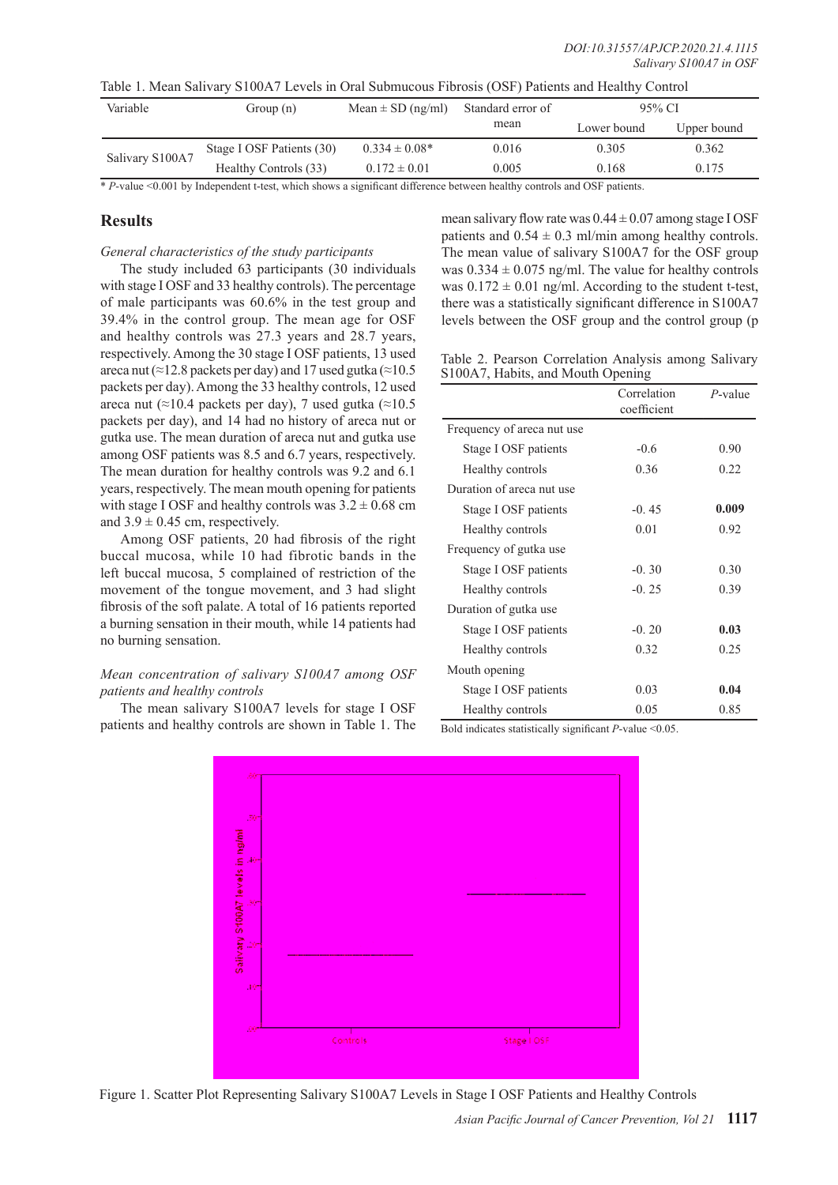Table 1. Mean Salivary S100A7 Levels in Oral Submucous Fibrosis (OSF) Patients and Healthy Control

| Variable | Group (n) | Mean ± SD (ng/ml) | Standard error of mean | 95% CI | |
|---|---|---|---|---|---|
| | | | | Lower bound | Upper bound |
| Salivary S100A7 | Stage I OSF Patients (30) | 0.334 ± 0.08* | 0.016 | 0.305 | 0.362 |
| | Healthy Controls (33) | 0.172 ± 0.01 | 0.005 | 0.168 | 0.175 |

\* $P$-value <0.001 by Independent t-test, which shows a significant difference between healthy controls and OSF patients.

## Results

*General characteristics of the study participants*

The study included 63 participants (30 individuals with stage I OSF and 33 healthy controls). The percentage of male participants was 60.6% in the test group and 39.4% in the control group. The mean age for OSF and healthy controls was 27.3 years and 28.7 years, respectively. Among the 30 stage I OSF patients, 13 used areca nut (≈12.8 packets per day) and 17 used gutka (≈10.5 packets per day). Among the 33 healthy controls, 12 used areca nut (≈10.4 packets per day), 7 used gutka (≈10.5 packets per day), and 14 had no history of areca nut or gutka use. The mean duration of areca nut and gutka use among OSF patients was 8.5 and 6.7 years, respectively. The mean duration for healthy controls was 9.2 and 6.1 years, respectively. The mean mouth opening for patients with stage I OSF and healthy controls was 3.2 ± 0.68 cm and 3.9 ± 0.45 cm, respectively.

Among OSF patients, 20 had fibrosis of the right buccal mucosa, while 10 had fibrotic bands in the left buccal mucosa, 5 complained of restriction of the movement of the tongue movement, and 3 had slight fibrosis of the soft palate. A total of 16 patients reported a burning sensation in their mouth, while 14 patients had no burning sensation.

*Mean concentration of salivary S100A7 among OSF patients and healthy controls*

The mean salivary S100A7 levels for stage I OSF patients and healthy controls are shown in Table 1. The mean salivary flow rate was 0.44 ± 0.07 among stage I OSF patients and 0.54 ± 0.3 ml/min among healthy controls. The mean value of salivary S100A7 for the OSF group was 0.334 ± 0.075 ng/ml. The value for healthy controls was 0.172 ± 0.01 ng/ml. According to the student t-test, there was a statistically significant difference in S100A7 levels between the OSF group and the control group (p

Table 2. Pearson Correlation Analysis among Salivary S100A7, Habits, and Mouth Opening

| | Correlation coefficient | $P$-value |
|---|---|---|
| Frequency of areca nut use | | |
| Stage I OSF patients | -0.6 | 0.90 |
| Healthy controls | 0.36 | 0.22 |
| Duration of areca nut use | | |
| Stage I OSF patients | -0. 45 | **0.009** |
| Healthy controls | 0.01 | 0.92 |
| Frequency of gutka use | | |
| Stage I OSF patients | -0. 30 | 0.30 |
| Healthy controls | -0. 25 | 0.39 |
| Duration of gutka use | | |
| Stage I OSF patients | -0. 20 | **0.03** |
| Healthy controls | 0.32 | 0.25 |
| Mouth opening | | |
| Stage I OSF patients | 0.03 | **0.04** |
| Healthy controls | 0.05 | 0.85 |

Bold indicates statistically significant $P$-value <0.05.

Figure 1. Scatter Plot Representing Salivary S100A7 Levels in Stage I OSF Patients and Healthy Controls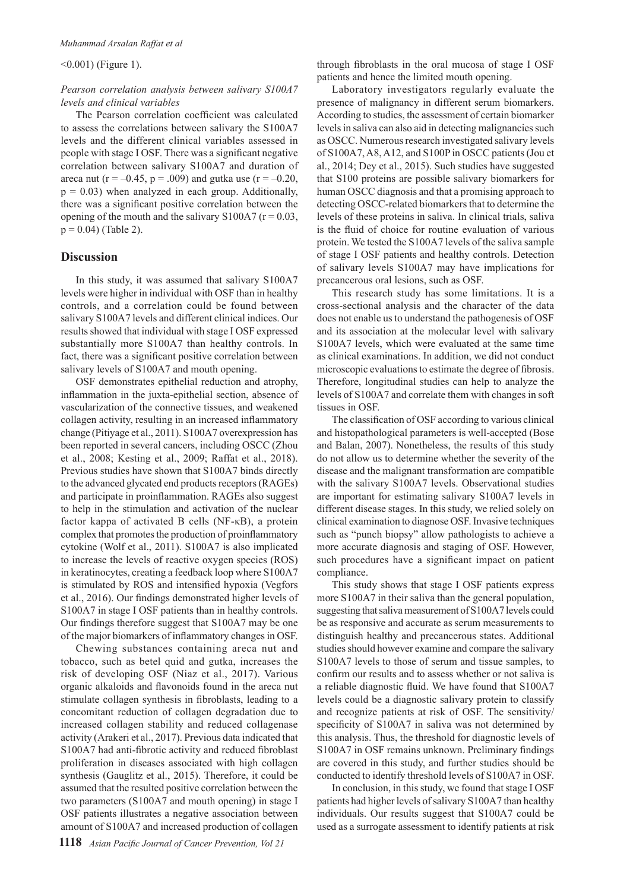<0.001) (Figure 1).

*Pearson correlation analysis between salivary S100A7 levels and clinical variables*

The Pearson correlation coefficient was calculated to assess the correlations between salivary the S100A7 levels and the different clinical variables assessed in people with stage I OSF. There was a significant negative correlation between salivary S100A7 and duration of areca nut ($r = -0.45$, $p = .009$) and gutka use ($r = -0.20$, $p = 0.03$) when analyzed in each group. Additionally, there was a significant positive correlation between the opening of the mouth and the salivary S100A7 ($r = 0.03$, $p = 0.04$) (Table 2).

## Discussion

In this study, it was assumed that salivary S100A7 levels were higher in individual with OSF than in healthy controls, and a correlation could be found between salivary S100A7 levels and different clinical indices. Our results showed that individual with stage I OSF expressed substantially more S100A7 than healthy controls. In fact, there was a significant positive correlation between salivary levels of S100A7 and mouth opening.

OSF demonstrates epithelial reduction and atrophy, inflammation in the juxta-epithelial section, absence of vascularization of the connective tissues, and weakened collagen activity, resulting in an increased inflammatory change (Pitiyage et al., 2011). S100A7 overexpression has been reported in several cancers, including OSCC (Zhou et al., 2008; Kesting et al., 2009; Raffat et al., 2018). Previous studies have shown that S100A7 binds directly to the advanced glycated end products receptors (RAGEs) and participate in proinflammation. RAGEs also suggest to help in the stimulation and activation of the nuclear factor kappa of activated B cells (NF-κB), a protein complex that promotes the production of proinflammatory cytokine (Wolf et al., 2011). S100A7 is also implicated to increase the levels of reactive oxygen species (ROS) in keratinocytes, creating a feedback loop where S100A7 is stimulated by ROS and intensified hypoxia (Vegfors et al., 2016). Our findings demonstrated higher levels of S100A7 in stage I OSF patients than in healthy controls. Our findings therefore suggest that S100A7 may be one of the major biomarkers of inflammatory changes in OSF.

Chewing substances containing areca nut and tobacco, such as betel quid and gutka, increases the risk of developing OSF (Niaz et al., 2017). Various organic alkaloids and flavonoids found in the areca nut stimulate collagen synthesis in fibroblasts, leading to a concomitant reduction of collagen degradation due to increased collagen stability and reduced collagenase activity (Arakeri et al., 2017). Previous data indicated that S100A7 had anti-fibrotic activity and reduced fibroblast proliferation in diseases associated with high collagen synthesis (Gauglitz et al., 2015). Therefore, it could be assumed that the resulted positive correlation between the two parameters (S100A7 and mouth opening) in stage I OSF patients illustrates a negative association between amount of S100A7 and increased production of collagen through fibroblasts in the oral mucosa of stage I OSF patients and hence the limited mouth opening.

Laboratory investigators regularly evaluate the presence of malignancy in different serum biomarkers. According to studies, the assessment of certain biomarker levels in saliva can also aid in detecting malignancies such as OSCC. Numerous research investigated salivary levels of S100A7, A8, A12, and S100P in OSCC patients (Jou et al., 2014; Dey et al., 2015). Such studies have suggested that S100 proteins are possible salivary biomarkers for human OSCC diagnosis and that a promising approach to detecting OSCC-related biomarkers that to determine the levels of these proteins in saliva. In clinical trials, saliva is the fluid of choice for routine evaluation of various protein. We tested the S100A7 levels of the saliva sample of stage I OSF patients and healthy controls. Detection of salivary levels S100A7 may have implications for precancerous oral lesions, such as OSF.

This research study has some limitations. It is a cross-sectional analysis and the character of the data does not enable us to understand the pathogenesis of OSF and its association at the molecular level with salivary S100A7 levels, which were evaluated at the same time as clinical examinations. In addition, we did not conduct microscopic evaluations to estimate the degree of fibrosis. Therefore, longitudinal studies can help to analyze the levels of S100A7 and correlate them with changes in soft tissues in OSF.

The classification of OSF according to various clinical and histopathological parameters is well-accepted (Bose and Balan, 2007). Nonetheless, the results of this study do not allow us to determine whether the severity of the disease and the malignant transformation are compatible with the salivary S100A7 levels. Observational studies are important for estimating salivary S100A7 levels in different disease stages. In this study, we relied solely on clinical examination to diagnose OSF. Invasive techniques such as "punch biopsy" allow pathologists to achieve a more accurate diagnosis and staging of OSF. However, such procedures have a significant impact on patient compliance.

This study shows that stage I OSF patients express more S100A7 in their saliva than the general population, suggesting that saliva measurement of S100A7 levels could be as responsive and accurate as serum measurements to distinguish healthy and precancerous states. Additional studies should however examine and compare the salivary S100A7 levels to those of serum and tissue samples, to confirm our results and to assess whether or not saliva is a reliable diagnostic fluid. We have found that S100A7 levels could be a diagnostic salivary protein to classify and recognize patients at risk of OSF. The sensitivity/specificity of S100A7 in saliva was not determined by this analysis. Thus, the threshold for diagnostic levels of S100A7 in OSF remains unknown. Preliminary findings are covered in this study, and further studies should be conducted to identify threshold levels of S100A7 in OSF.

In conclusion, in this study, we found that stage I OSF patients had higher levels of salivary S100A7 than healthy individuals. Our results suggest that S100A7 could be used as a surrogate assessment to identify patients at risk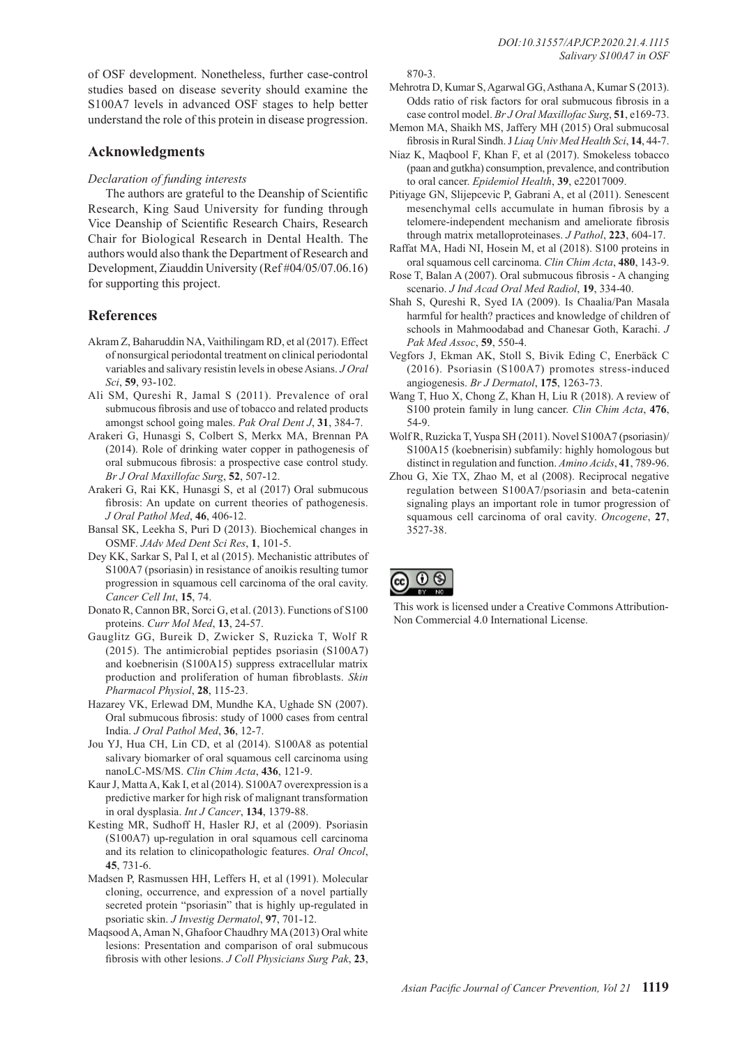of OSF development. Nonetheless, further case-control studies based on disease severity should examine the S100A7 levels in advanced OSF stages to help better understand the role of this protein in disease progression.

## Acknowledgments

*Declaration of funding interests*

The authors are grateful to the Deanship of Scientific Research, King Saud University for funding through Vice Deanship of Scientific Research Chairs, Research Chair for Biological Research in Dental Health. The authors would also thank the Department of Research and Development, Ziauddin University (Ref #04/05/07.06.16) for supporting this project.

## References

- Akram Z, Baharuddin NA, Vaithilingam RD, et al (2017). Effect of nonsurgical periodontal treatment on clinical periodontal variables and salivary resistin levels in obese Asians. *J Oral Sci*, **59**, 93-102.
- Ali SM, Qureshi R, Jamal S (2011). Prevalence of oral submucous fibrosis and use of tobacco and related products amongst school going males. *Pak Oral Dent J*, **31**, 384-7.
- Arakeri G, Hunasgi S, Colbert S, Merkx MA, Brennan PA (2014). Role of drinking water copper in pathogenesis of oral submucous fibrosis: a prospective case control study. *Br J Oral Maxillofac Surg*, **52**, 507-12.
- Arakeri G, Rai KK, Hunasgi S, et al (2017) Oral submucous fibrosis: An update on current theories of pathogenesis. *J Oral Pathol Med*, **46**, 406-12.
- Bansal SK, Leekha S, Puri D (2013). Biochemical changes in OSMF. *JAdv Med Dent Sci Res*, **1**, 101-5.
- Dey KK, Sarkar S, Pal I, et al (2015). Mechanistic attributes of S100A7 (psoriasin) in resistance of anoikis resulting tumor progression in squamous cell carcinoma of the oral cavity. *Cancer Cell Int*, **15**, 74.
- Donato R, Cannon BR, Sorci G, et al. (2013). Functions of S100 proteins. *Curr Mol Med*, **13**, 24-57.
- Gauglitz GG, Bureik D, Zwicker S, Ruzicka T, Wolf R (2015). The antimicrobial peptides psoriasin (S100A7) and koebnerisin (S100A15) suppress extracellular matrix production and proliferation of human fibroblasts. *Skin Pharmacol Physiol*, **28**, 115-23.
- Hazarey VK, Erlewad DM, Mundhe KA, Ughade SN (2007). Oral submucous fibrosis: study of 1000 cases from central India. *J Oral Pathol Med*, **36**, 12-7.
- Jou YJ, Hua CH, Lin CD, et al (2014). S100A8 as potential salivary biomarker of oral squamous cell carcinoma using nanoLC-MS/MS. *Clin Chim Acta*, **436**, 121-9.
- Kaur J, Matta A, Kak I, et al (2014). S100A7 overexpression is a predictive marker for high risk of malignant transformation in oral dysplasia. *Int J Cancer*, **134**, 1379-88.
- Kesting MR, Sudhoff H, Hasler RJ, et al (2009). Psoriasin (S100A7) up-regulation in oral squamous cell carcinoma and its relation to clinicopathologic features. *Oral Oncol*, **45**, 731-6.
- Madsen P, Rasmussen HH, Leffers H, et al (1991). Molecular cloning, occurrence, and expression of a novel partially secreted protein "psoriasin" that is highly up-regulated in psoriatic skin. *J Investig Dermatol*, **97**, 701-12.
- Maqsood A, Aman N, Ghafoor Chaudhry MA (2013) Oral white lesions: Presentation and comparison of oral submucous fibrosis with other lesions. *J Coll Physicians Surg Pak*, **23**, 870-3.
- Mehrotra D, Kumar S, Agarwal GG, Asthana A, Kumar S (2013). Odds ratio of risk factors for oral submucous fibrosis in a case control model. *Br J Oral Maxillofac Surg*, **51**, e169-73.
- Memon MA, Shaikh MS, Jaffery MH (2015) Oral submucosal fibrosis in Rural Sindh. J *Liaq Univ Med Health Sci*, **14**, 44-7.
- Niaz K, Maqbool F, Khan F, et al (2017). Smokeless tobacco (paan and gutkha) consumption, prevalence, and contribution to oral cancer. *Epidemiol Health*, **39**, e22017009.
- Pitiyage GN, Slijepcevic P, Gabrani A, et al (2011). Senescent mesenchymal cells accumulate in human fibrosis by a telomere-independent mechanism and ameliorate fibrosis through matrix metalloproteinases. *J Pathol*, **223**, 604-17.
- Raffat MA, Hadi NI, Hosein M, et al (2018). S100 proteins in oral squamous cell carcinoma. *Clin Chim Acta*, **480**, 143-9.
- Rose T, Balan A (2007). Oral submucous fibrosis - A changing scenario. *J Ind Acad Oral Med Radiol*, **19**, 334-40.
- Shah S, Qureshi R, Syed IA (2009). Is Chaalia/Pan Masala harmful for health? practices and knowledge of children of schools in Mahmoodabad and Chanesar Goth, Karachi. *J Pak Med Assoc*, **59**, 550-4.
- Vegfors J, Ekman AK, Stoll S, Bivik Eding C, Enerbäck C (2016). Psoriasin (S100A7) promotes stress-induced angiogenesis. *Br J Dermatol*, **175**, 1263-73.
- Wang T, Huo X, Chong Z, Khan H, Liu R (2018). A review of S100 protein family in lung cancer. *Clin Chim Acta*, **476**, 54-9.
- Wolf R, Ruzicka T, Yuspa SH (2011). Novel S100A7 (psoriasin)/S100A15 (koebnerisin) subfamily: highly homologous but distinct in regulation and function. *Amino Acids*, **41**, 789-96.
- Zhou G, Xie TX, Zhao M, et al (2008). Reciprocal negative regulation between S100A7/psoriasin and beta-catenin signaling plays an important role in tumor progression of squamous cell carcinoma of oral cavity. *Oncogene*, **27**, 3527-38.

This work is licensed under a Creative Commons Attribution-Non Commercial 4.0 International License.